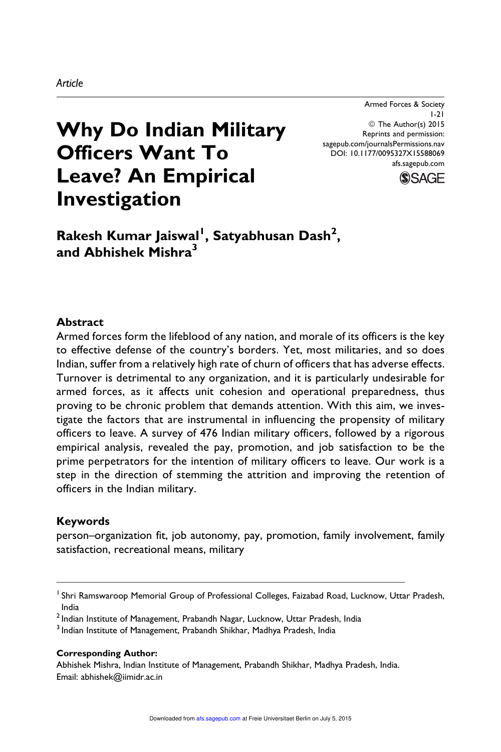*Article*

# Why Do Indian Military Officers Want To Leave? An Empirical Investigation

Armed Forces & Society
© The Author(s) 2015
Reprints and permission: sagepub.com/journalsPermissions.nav
DOI: 10.1177/0095327X15588069
afs.sagepub.com

**Rakesh Kumar Jaiswal[1], Satyabhusan Dash[2], and Abhishek Mishra[3]**

## Abstract

Armed forces form the lifeblood of any nation, and morale of its officers is the key to effective defense of the country's borders. Yet, most militaries, and so does Indian, suffer from a relatively high rate of churn of officers that has adverse effects. Turnover is detrimental to any organization, and it is particularly undesirable for armed forces, as it affects unit cohesion and operational preparedness, thus proving to be chronic problem that demands attention. With this aim, we investigate the factors that are instrumental in influencing the propensity of military officers to leave. A survey of 476 Indian military officers, followed by a rigorous empirical analysis, revealed the pay, promotion, and job satisfaction to be the prime perpetrators for the intention of military officers to leave. Our work is a step in the direction of stemming the attrition and improving the retention of officers in the Indian military.

## Keywords

person–organization fit, job autonomy, pay, promotion, family involvement, family satisfaction, recreational means, military

---

[1] Shri Ramswaroop Memorial Group of Professional Colleges, Faizabad Road, Lucknow, Uttar Pradesh, India

[2] Indian Institute of Management, Prabandh Nagar, Lucknow, Uttar Pradesh, India

[3] Indian Institute of Management, Prabandh Shikhar, Madhya Pradesh, India

**Corresponding Author:**
Abhishek Mishra, Indian Institute of Management, Prabandh Shikhar, Madhya Pradesh, India.
Email: abhishek@iimidr.ac.in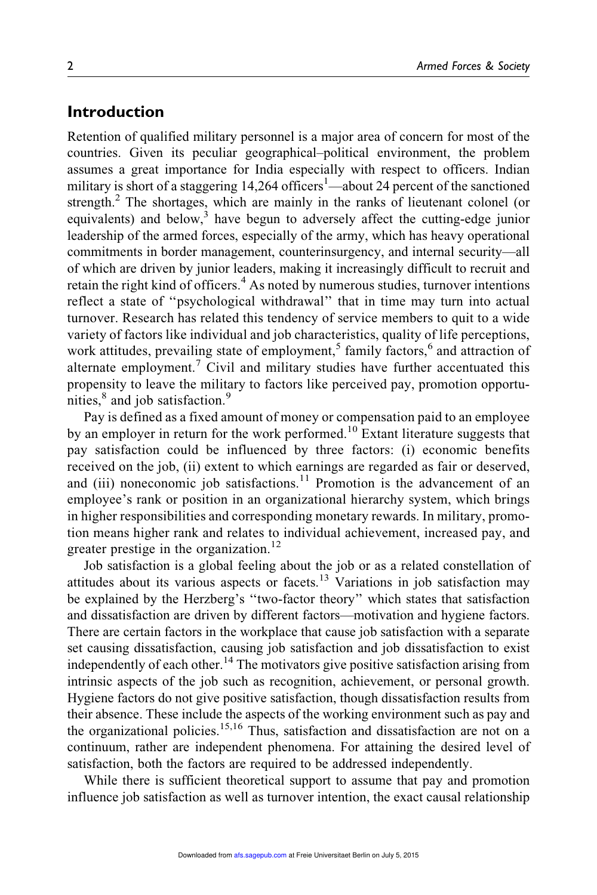## Introduction

Retention of qualified military personnel is a major area of concern for most of the countries. Given its peculiar geographical–political environment, the problem assumes a great importance for India especially with respect to officers. Indian military is short of a staggering 14,264 officers[1]—about 24 percent of the sanctioned strength.[2] The shortages, which are mainly in the ranks of lieutenant colonel (or equivalents) and below,[3] have begun to adversely affect the cutting-edge junior leadership of the armed forces, especially of the army, which has heavy operational commitments in border management, counterinsurgency, and internal security—all of which are driven by junior leaders, making it increasingly difficult to recruit and retain the right kind of officers.[4] As noted by numerous studies, turnover intentions reflect a state of "psychological withdrawal" that in time may turn into actual turnover. Research has related this tendency of service members to quit to a wide variety of factors like individual and job characteristics, quality of life perceptions, work attitudes, prevailing state of employment,[5] family factors,[6] and attraction of alternate employment.[7] Civil and military studies have further accentuated this propensity to leave the military to factors like perceived pay, promotion opportunities,[8] and job satisfaction.[9]

Pay is defined as a fixed amount of money or compensation paid to an employee by an employer in return for the work performed.[10] Extant literature suggests that pay satisfaction could be influenced by three factors: (i) economic benefits received on the job, (ii) extent to which earnings are regarded as fair or deserved, and (iii) noneconomic job satisfactions.[11] Promotion is the advancement of an employee's rank or position in an organizational hierarchy system, which brings in higher responsibilities and corresponding monetary rewards. In military, promotion means higher rank and relates to individual achievement, increased pay, and greater prestige in the organization.[12]

Job satisfaction is a global feeling about the job or as a related constellation of attitudes about its various aspects or facets.[13] Variations in job satisfaction may be explained by the Herzberg's "two-factor theory" which states that satisfaction and dissatisfaction are driven by different factors—motivation and hygiene factors. There are certain factors in the workplace that cause job satisfaction with a separate set causing dissatisfaction, causing job satisfaction and job dissatisfaction to exist independently of each other.[14] The motivators give positive satisfaction arising from intrinsic aspects of the job such as recognition, achievement, or personal growth. Hygiene factors do not give positive satisfaction, though dissatisfaction results from their absence. These include the aspects of the working environment such as pay and the organizational policies.[15,16] Thus, satisfaction and dissatisfaction are not on a continuum, rather are independent phenomena. For attaining the desired level of satisfaction, both the factors are required to be addressed independently.

While there is sufficient theoretical support to assume that pay and promotion influence job satisfaction as well as turnover intention, the exact causal relationship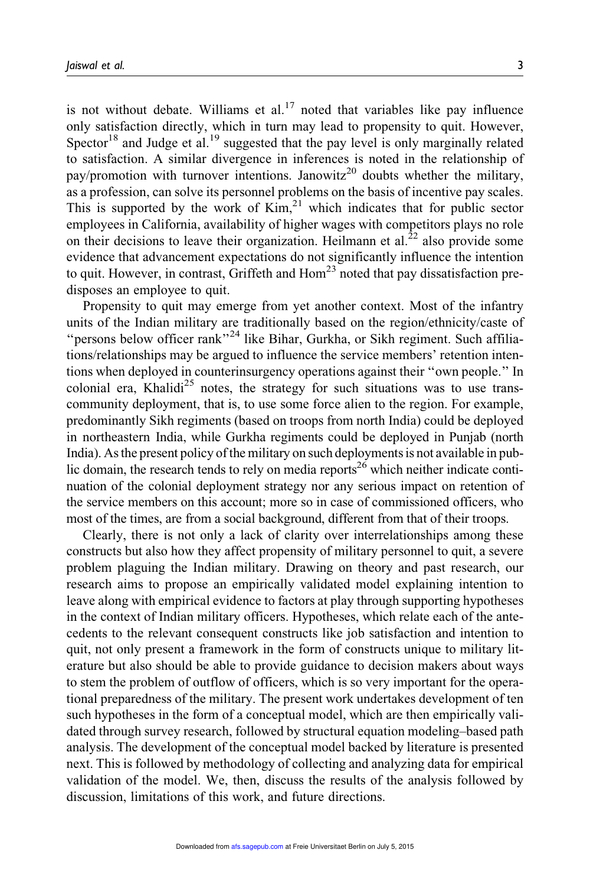is not without debate. Williams et al.[17] noted that variables like pay influence only satisfaction directly, which in turn may lead to propensity to quit. However, Spector[18] and Judge et al.[19] suggested that the pay level is only marginally related to satisfaction. A similar divergence in inferences is noted in the relationship of pay/promotion with turnover intentions. Janowitz[20] doubts whether the military, as a profession, can solve its personnel problems on the basis of incentive pay scales. This is supported by the work of Kim,[21] which indicates that for public sector employees in California, availability of higher wages with competitors plays no role on their decisions to leave their organization. Heilmann et al.[22] also provide some evidence that advancement expectations do not significantly influence the intention to quit. However, in contrast, Griffeth and Hom[23] noted that pay dissatisfaction predisposes an employee to quit.

Propensity to quit may emerge from yet another context. Most of the infantry units of the Indian military are traditionally based on the region/ethnicity/caste of "persons below officer rank"[24] like Bihar, Gurkha, or Sikh regiment. Such affiliations/relationships may be argued to influence the service members' retention intentions when deployed in counterinsurgency operations against their "own people." In colonial era, Khalidi[25] notes, the strategy for such situations was to use trans-community deployment, that is, to use some force alien to the region. For example, predominantly Sikh regiments (based on troops from north India) could be deployed in northeastern India, while Gurkha regiments could be deployed in Punjab (north India). As the present policy of the military on such deployments is not available in public domain, the research tends to rely on media reports[26] which neither indicate continuation of the colonial deployment strategy nor any serious impact on retention of the service members on this account; more so in case of commissioned officers, who most of the times, are from a social background, different from that of their troops.

Clearly, there is not only a lack of clarity over interrelationships among these constructs but also how they affect propensity of military personnel to quit, a severe problem plaguing the Indian military. Drawing on theory and past research, our research aims to propose an empirically validated model explaining intention to leave along with empirical evidence to factors at play through supporting hypotheses in the context of Indian military officers. Hypotheses, which relate each of the antecedents to the relevant consequent constructs like job satisfaction and intention to quit, not only present a framework in the form of constructs unique to military literature but also should be able to provide guidance to decision makers about ways to stem the problem of outflow of officers, which is so very important for the operational preparedness of the military. The present work undertakes development of ten such hypotheses in the form of a conceptual model, which are then empirically validated through survey research, followed by structural equation modeling–based path analysis. The development of the conceptual model backed by literature is presented next. This is followed by methodology of collecting and analyzing data for empirical validation of the model. We, then, discuss the results of the analysis followed by discussion, limitations of this work, and future directions.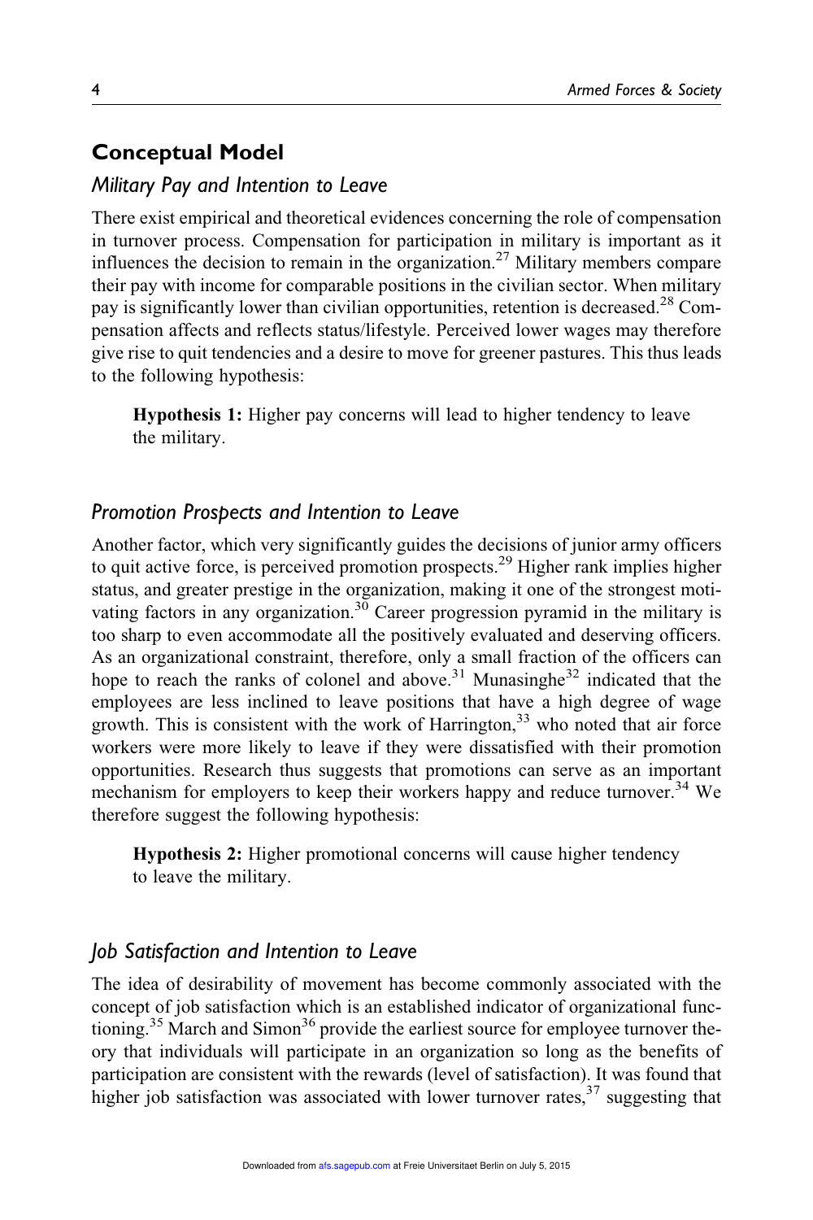## Conceptual Model

### Military Pay and Intention to Leave

There exist empirical and theoretical evidences concerning the role of compensation in turnover process. Compensation for participation in military is important as it influences the decision to remain in the organization.[27] Military members compare their pay with income for comparable positions in the civilian sector. When military pay is significantly lower than civilian opportunities, retention is decreased.[28] Compensation affects and reflects status/lifestyle. Perceived lower wages may therefore give rise to quit tendencies and a desire to move for greener pastures. This thus leads to the following hypothesis:

> **Hypothesis 1:** Higher pay concerns will lead to higher tendency to leave the military.

### Promotion Prospects and Intention to Leave

Another factor, which very significantly guides the decisions of junior army officers to quit active force, is perceived promotion prospects.[29] Higher rank implies higher status, and greater prestige in the organization, making it one of the strongest motivating factors in any organization.[30] Career progression pyramid in the military is too sharp to even accommodate all the positively evaluated and deserving officers. As an organizational constraint, therefore, only a small fraction of the officers can hope to reach the ranks of colonel and above.[31] Munasinghe[32] indicated that the employees are less inclined to leave positions that have a high degree of wage growth. This is consistent with the work of Harrington,[33] who noted that air force workers were more likely to leave if they were dissatisfied with their promotion opportunities. Research thus suggests that promotions can serve as an important mechanism for employers to keep their workers happy and reduce turnover.[34] We therefore suggest the following hypothesis:

> **Hypothesis 2:** Higher promotional concerns will cause higher tendency to leave the military.

### Job Satisfaction and Intention to Leave

The idea of desirability of movement has become commonly associated with the concept of job satisfaction which is an established indicator of organizational functioning.[35] March and Simon[36] provide the earliest source for employee turnover theory that individuals will participate in an organization so long as the benefits of participation are consistent with the rewards (level of satisfaction). It was found that higher job satisfaction was associated with lower turnover rates,[37] suggesting that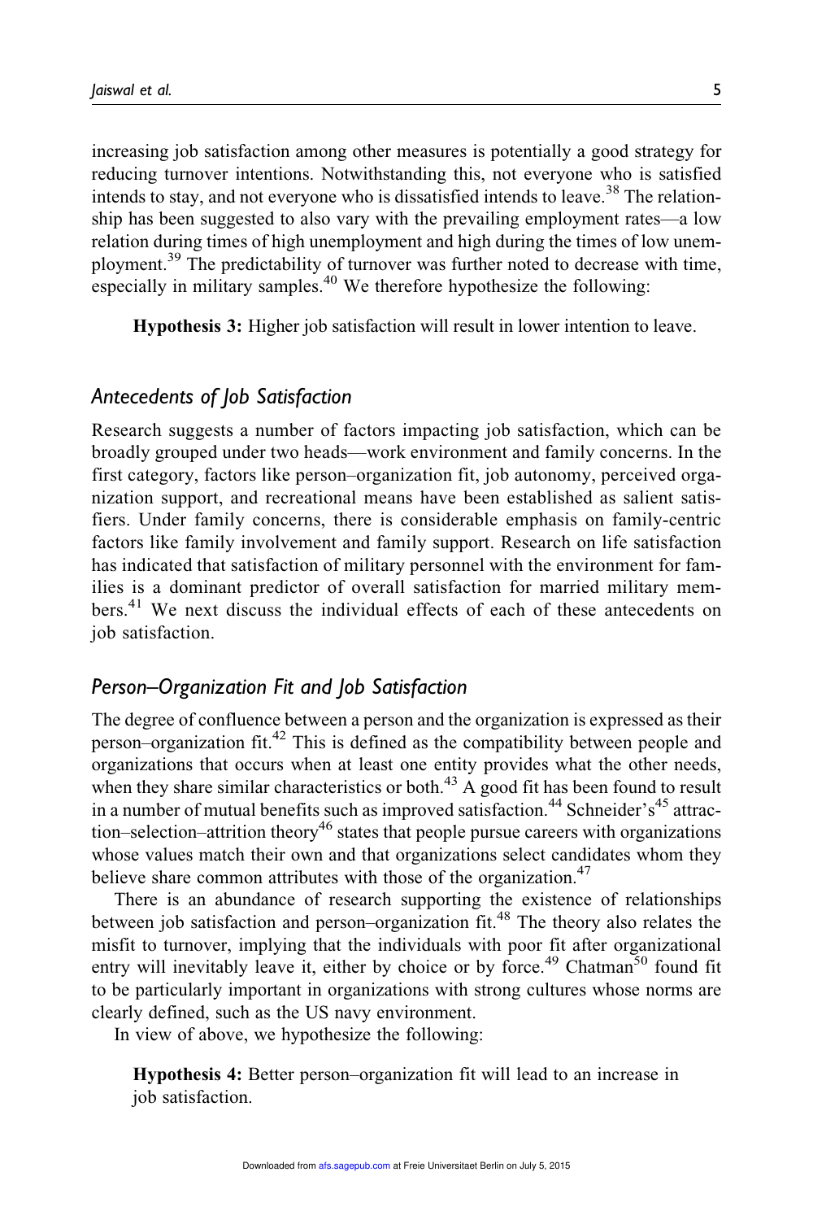increasing job satisfaction among other measures is potentially a good strategy for reducing turnover intentions. Notwithstanding this, not everyone who is satisfied intends to stay, and not everyone who is dissatisfied intends to leave.[38] The relationship has been suggested to also vary with the prevailing employment rates—a low relation during times of high unemployment and high during the times of low unemployment.[39] The predictability of turnover was further noted to decrease with time, especially in military samples.[40] We therefore hypothesize the following:

> **Hypothesis 3:** Higher job satisfaction will result in lower intention to leave.

## *Antecedents of Job Satisfaction*

Research suggests a number of factors impacting job satisfaction, which can be broadly grouped under two heads—work environment and family concerns. In the first category, factors like person–organization fit, job autonomy, perceived organization support, and recreational means have been established as salient satisfiers. Under family concerns, there is considerable emphasis on family-centric factors like family involvement and family support. Research on life satisfaction has indicated that satisfaction of military personnel with the environment for families is a dominant predictor of overall satisfaction for married military members.[41] We next discuss the individual effects of each of these antecedents on job satisfaction.

## *Person–Organization Fit and Job Satisfaction*

The degree of confluence between a person and the organization is expressed as their person–organization fit.[42] This is defined as the compatibility between people and organizations that occurs when at least one entity provides what the other needs, when they share similar characteristics or both.[43] A good fit has been found to result in a number of mutual benefits such as improved satisfaction.[44] Schneider's[45] attraction–selection–attrition theory[46] states that people pursue careers with organizations whose values match their own and that organizations select candidates whom they believe share common attributes with those of the organization.[47]

There is an abundance of research supporting the existence of relationships between job satisfaction and person–organization fit.[48] The theory also relates the misfit to turnover, implying that the individuals with poor fit after organizational entry will inevitably leave it, either by choice or by force.[49] Chatman[50] found fit to be particularly important in organizations with strong cultures whose norms are clearly defined, such as the US navy environment.

In view of above, we hypothesize the following:

> **Hypothesis 4:** Better person–organization fit will lead to an increase in job satisfaction.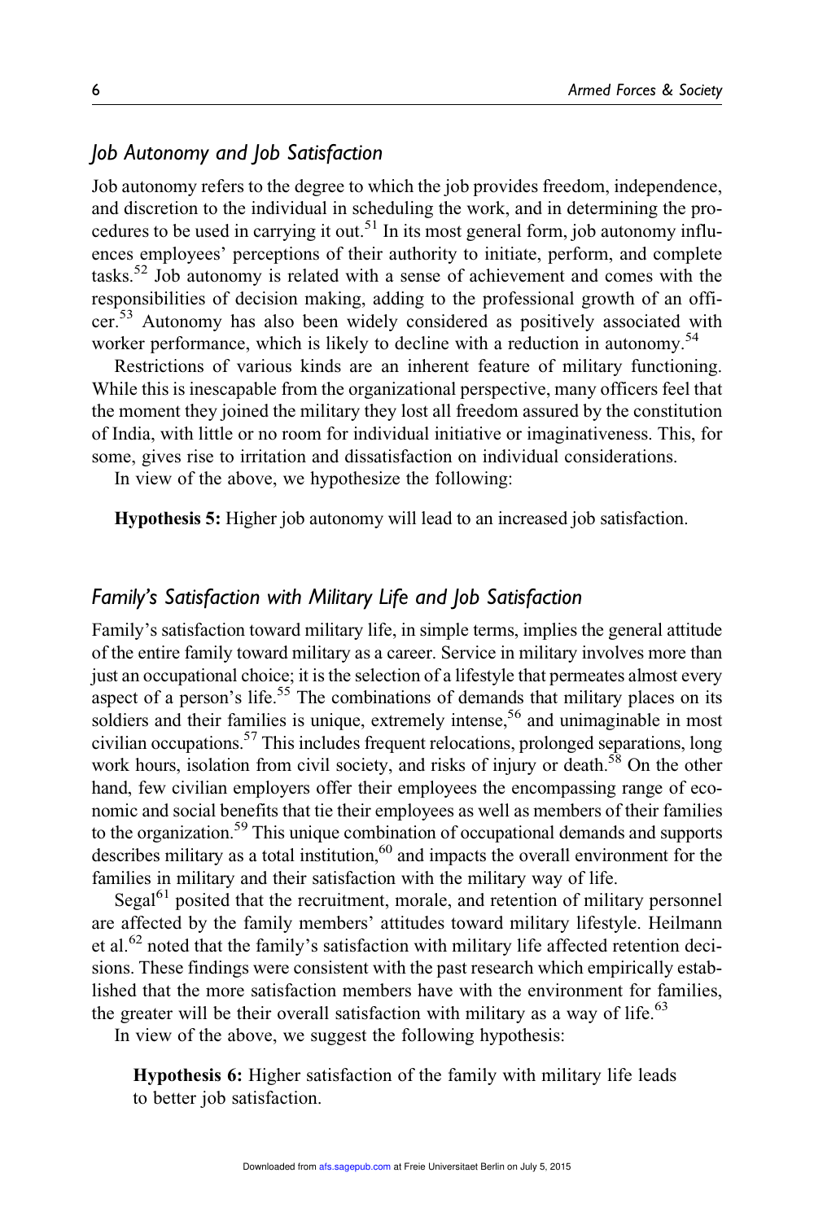## *Job Autonomy and Job Satisfaction*

Job autonomy refers to the degree to which the job provides freedom, independence, and discretion to the individual in scheduling the work, and in determining the procedures to be used in carrying it out.[51] In its most general form, job autonomy influences employees' perceptions of their authority to initiate, perform, and complete tasks.[52] Job autonomy is related with a sense of achievement and comes with the responsibilities of decision making, adding to the professional growth of an officer.[53] Autonomy has also been widely considered as positively associated with worker performance, which is likely to decline with a reduction in autonomy.[54]

Restrictions of various kinds are an inherent feature of military functioning. While this is inescapable from the organizational perspective, many officers feel that the moment they joined the military they lost all freedom assured by the constitution of India, with little or no room for individual initiative or imaginativeness. This, for some, gives rise to irritation and dissatisfaction on individual considerations.

In view of the above, we hypothesize the following:

> **Hypothesis 5:** Higher job autonomy will lead to an increased job satisfaction.

## *Family's Satisfaction with Military Life and Job Satisfaction*

Family's satisfaction toward military life, in simple terms, implies the general attitude of the entire family toward military as a career. Service in military involves more than just an occupational choice; it is the selection of a lifestyle that permeates almost every aspect of a person's life.[55] The combinations of demands that military places on its soldiers and their families is unique, extremely intense,[56] and unimaginable in most civilian occupations.[57] This includes frequent relocations, prolonged separations, long work hours, isolation from civil society, and risks of injury or death.[58] On the other hand, few civilian employers offer their employees the encompassing range of economic and social benefits that tie their employees as well as members of their families to the organization.[59] This unique combination of occupational demands and supports describes military as a total institution,[60] and impacts the overall environment for the families in military and their satisfaction with the military way of life.

Segal[61] posited that the recruitment, morale, and retention of military personnel are affected by the family members' attitudes toward military lifestyle. Heilmann et al.[62] noted that the family's satisfaction with military life affected retention decisions. These findings were consistent with the past research which empirically established that the more satisfaction members have with the environment for families, the greater will be their overall satisfaction with military as a way of life.[63]

In view of the above, we suggest the following hypothesis:

> **Hypothesis 6:** Higher satisfaction of the family with military life leads to better job satisfaction.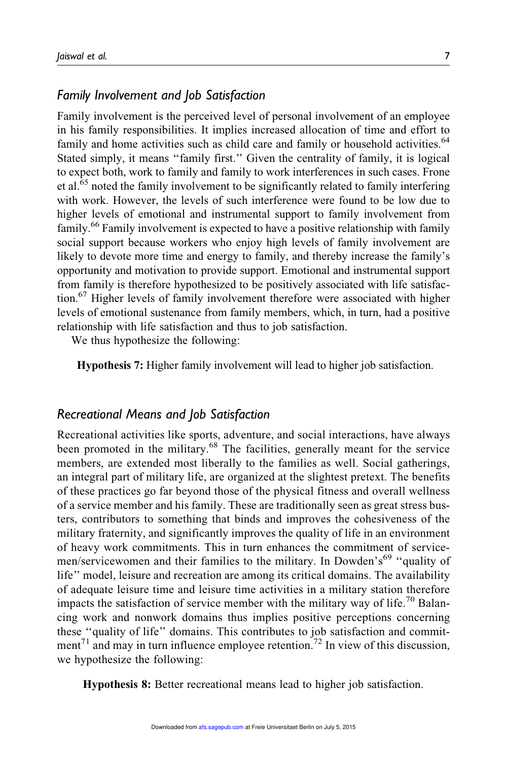## *Family Involvement and Job Satisfaction*

Family involvement is the perceived level of personal involvement of an employee in his family responsibilities. It implies increased allocation of time and effort to family and home activities such as child care and family or household activities.[64] Stated simply, it means ''family first.'' Given the centrality of family, it is logical to expect both, work to family and family to work interferences in such cases. Frone et al.[65] noted the family involvement to be significantly related to family interfering with work. However, the levels of such interference were found to be low due to higher levels of emotional and instrumental support to family involvement from family.[66] Family involvement is expected to have a positive relationship with family social support because workers who enjoy high levels of family involvement are likely to devote more time and energy to family, and thereby increase the family's opportunity and motivation to provide support. Emotional and instrumental support from family is therefore hypothesized to be positively associated with life satisfaction.[67] Higher levels of family involvement therefore were associated with higher levels of emotional sustenance from family members, which, in turn, had a positive relationship with life satisfaction and thus to job satisfaction.

We thus hypothesize the following:

> **Hypothesis 7:** Higher family involvement will lead to higher job satisfaction.

## *Recreational Means and Job Satisfaction*

Recreational activities like sports, adventure, and social interactions, have always been promoted in the military.[68] The facilities, generally meant for the service members, are extended most liberally to the families as well. Social gatherings, an integral part of military life, are organized at the slightest pretext. The benefits of these practices go far beyond those of the physical fitness and overall wellness of a service member and his family. These are traditionally seen as great stress busters, contributors to something that binds and improves the cohesiveness of the military fraternity, and significantly improves the quality of life in an environment of heavy work commitments. This in turn enhances the commitment of servicemen/servicewomen and their families to the military. In Dowden's[69] ''quality of life'' model, leisure and recreation are among its critical domains. The availability of adequate leisure time and leisure time activities in a military station therefore impacts the satisfaction of service member with the military way of life.[70] Balancing work and nonwork domains thus implies positive perceptions concerning these ''quality of life'' domains. This contributes to job satisfaction and commitment[71] and may in turn influence employee retention.[72] In view of this discussion, we hypothesize the following:

> **Hypothesis 8:** Better recreational means lead to higher job satisfaction.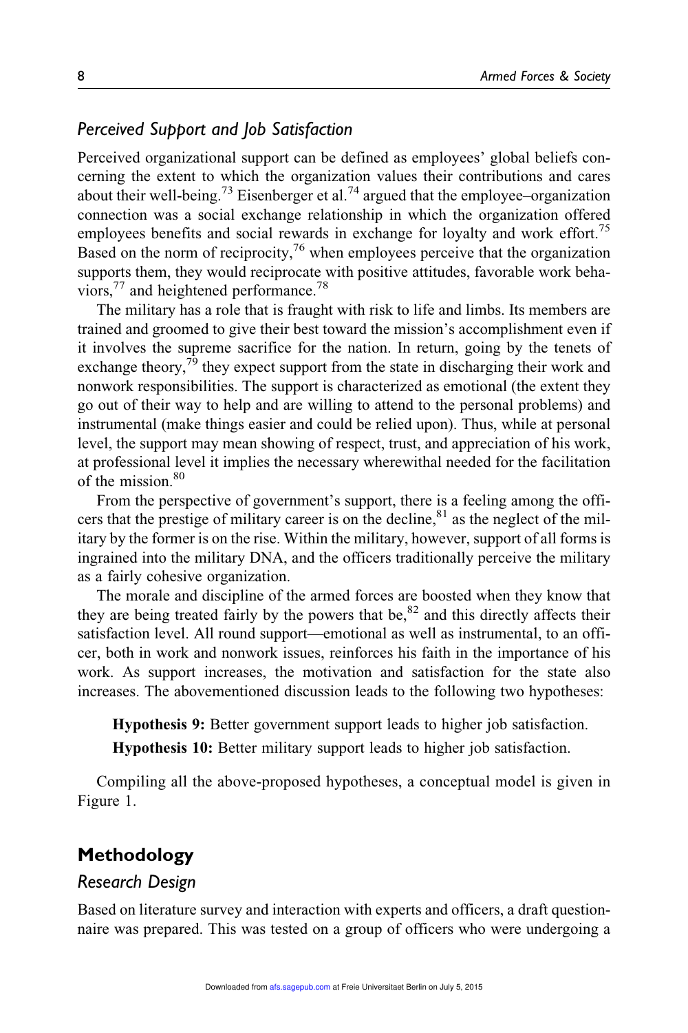### *Perceived Support and Job Satisfaction*

Perceived organizational support can be defined as employees' global beliefs concerning the extent to which the organization values their contributions and cares about their well-being.[73] Eisenberger et al.[74] argued that the employee–organization connection was a social exchange relationship in which the organization offered employees benefits and social rewards in exchange for loyalty and work effort.[75] Based on the norm of reciprocity,[76] when employees perceive that the organization supports them, they would reciprocate with positive attitudes, favorable work behaviors,[77] and heightened performance.[78]

The military has a role that is fraught with risk to life and limbs. Its members are trained and groomed to give their best toward the mission's accomplishment even if it involves the supreme sacrifice for the nation. In return, going by the tenets of exchange theory,[79] they expect support from the state in discharging their work and nonwork responsibilities. The support is characterized as emotional (the extent they go out of their way to help and are willing to attend to the personal problems) and instrumental (make things easier and could be relied upon). Thus, while at personal level, the support may mean showing of respect, trust, and appreciation of his work, at professional level it implies the necessary wherewithal needed for the facilitation of the mission.[80]

From the perspective of government's support, there is a feeling among the officers that the prestige of military career is on the decline,[81] as the neglect of the military by the former is on the rise. Within the military, however, support of all forms is ingrained into the military DNA, and the officers traditionally perceive the military as a fairly cohesive organization.

The morale and discipline of the armed forces are boosted when they know that they are being treated fairly by the powers that be,[82] and this directly affects their satisfaction level. All round support—emotional as well as instrumental, to an officer, both in work and nonwork issues, reinforces his faith in the importance of his work. As support increases, the motivation and satisfaction for the state also increases. The abovementioned discussion leads to the following two hypotheses:

> **Hypothesis 9:** Better government support leads to higher job satisfaction.
>
> **Hypothesis 10:** Better military support leads to higher job satisfaction.

Compiling all the above-proposed hypotheses, a conceptual model is given in Figure 1.

## Methodology

### *Research Design*

Based on literature survey and interaction with experts and officers, a draft questionnaire was prepared. This was tested on a group of officers who were undergoing a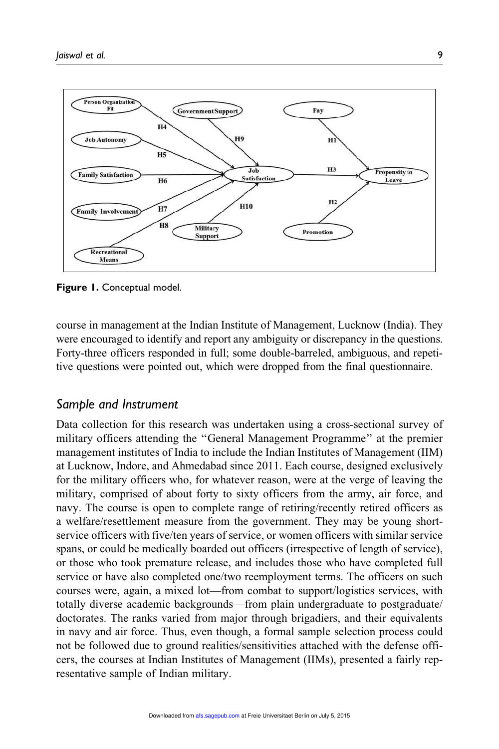Figure 1. Conceptual model.

course in management at the Indian Institute of Management, Lucknow (India). They were encouraged to identify and report any ambiguity or discrepancy in the questions. Forty-three officers responded in full; some double-barreled, ambiguous, and repetitive questions were pointed out, which were dropped from the final questionnaire.

## Sample and Instrument

Data collection for this research was undertaken using a cross-sectional survey of military officers attending the ''General Management Programme'' at the premier management institutes of India to include the Indian Institutes of Management (IIM) at Lucknow, Indore, and Ahmedabad since 2011. Each course, designed exclusively for the military officers who, for whatever reason, were at the verge of leaving the military, comprised of about forty to sixty officers from the army, air force, and navy. The course is open to complete range of retiring/recently retired officers as a welfare/resettlement measure from the government. They may be young short-service officers with five/ten years of service, or women officers with similar service spans, or could be medically boarded out officers (irrespective of length of service), or those who took premature release, and includes those who have completed full service or have also completed one/two reemployment terms. The officers on such courses were, again, a mixed lot—from combat to support/logistics services, with totally diverse academic backgrounds—from plain undergraduate to postgraduate/doctorates. The ranks varied from major through brigadiers, and their equivalents in navy and air force. Thus, even though, a formal sample selection process could not be followed due to ground realities/sensitivities attached with the defense officers, the courses at Indian Institutes of Management (IIMs), presented a fairly representative sample of Indian military.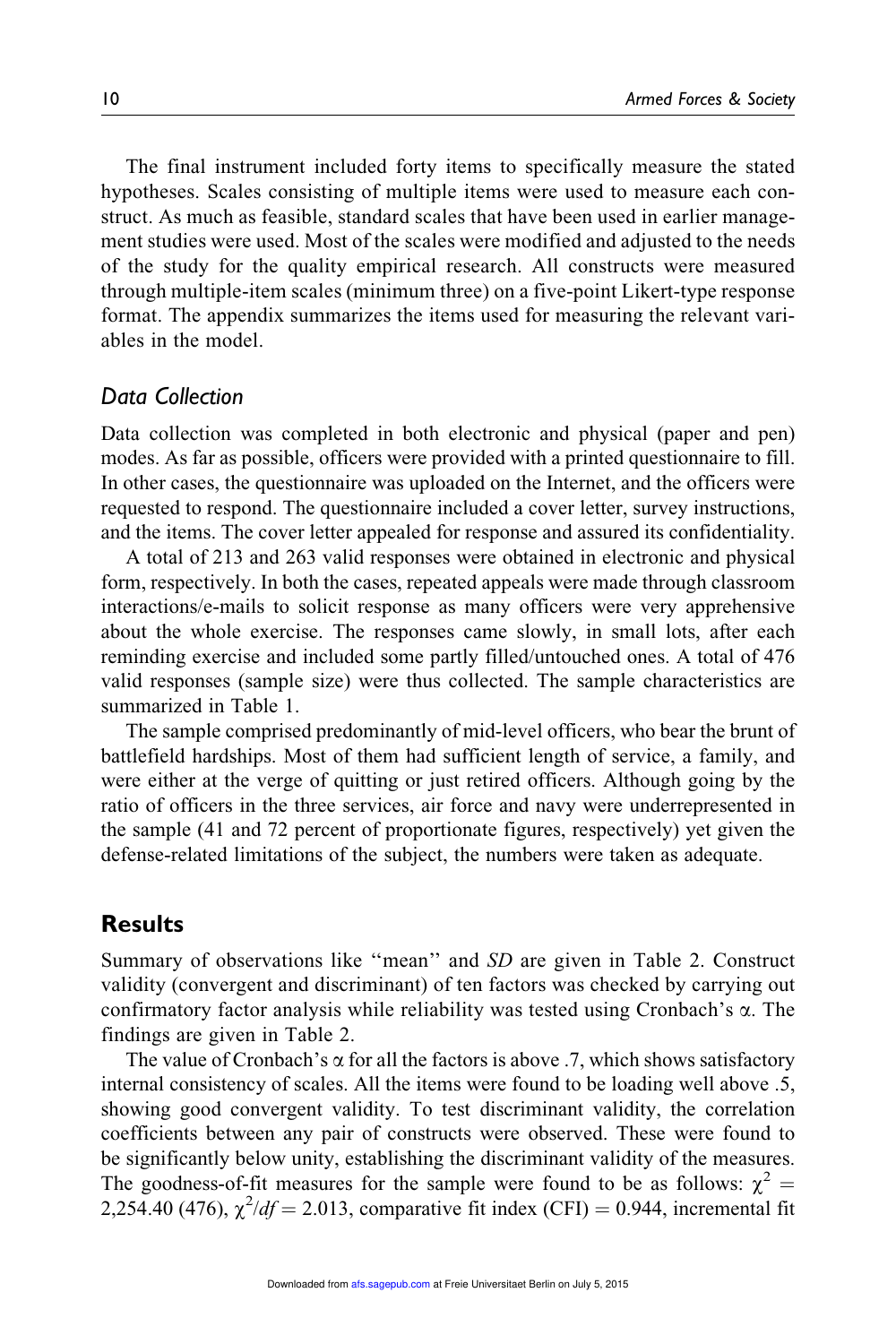The final instrument included forty items to specifically measure the stated hypotheses. Scales consisting of multiple items were used to measure each construct. As much as feasible, standard scales that have been used in earlier management studies were used. Most of the scales were modified and adjusted to the needs of the study for the quality empirical research. All constructs were measured through multiple-item scales (minimum three) on a five-point Likert-type response format. The appendix summarizes the items used for measuring the relevant variables in the model.

### Data Collection

Data collection was completed in both electronic and physical (paper and pen) modes. As far as possible, officers were provided with a printed questionnaire to fill. In other cases, the questionnaire was uploaded on the Internet, and the officers were requested to respond. The questionnaire included a cover letter, survey instructions, and the items. The cover letter appealed for response and assured its confidentiality.

A total of 213 and 263 valid responses were obtained in electronic and physical form, respectively. In both the cases, repeated appeals were made through classroom interactions/e-mails to solicit response as many officers were very apprehensive about the whole exercise. The responses came slowly, in small lots, after each reminding exercise and included some partly filled/untouched ones. A total of 476 valid responses (sample size) were thus collected. The sample characteristics are summarized in Table 1.

The sample comprised predominantly of mid-level officers, who bear the brunt of battlefield hardships. Most of them had sufficient length of service, a family, and were either at the verge of quitting or just retired officers. Although going by the ratio of officers in the three services, air force and navy were underrepresented in the sample (41 and 72 percent of proportionate figures, respectively) yet given the defense-related limitations of the subject, the numbers were taken as adequate.

## Results

Summary of observations like "mean" and *SD* are given in Table 2. Construct validity (convergent and discriminant) of ten factors was checked by carrying out confirmatory factor analysis while reliability was tested using Cronbach's $\alpha$. The findings are given in Table 2.

The value of Cronbach's $\alpha$ for all the factors is above .7, which shows satisfactory internal consistency of scales. All the items were found to be loading well above .5, showing good convergent validity. To test discriminant validity, the correlation coefficients between any pair of constructs were observed. These were found to be significantly below unity, establishing the discriminant validity of the measures. The goodness-of-fit measures for the sample were found to be as follows: $\chi^2$ = 2,254.40 (476), $\chi^2/df$ = 2.013, comparative fit index (CFI) = 0.944, incremental fit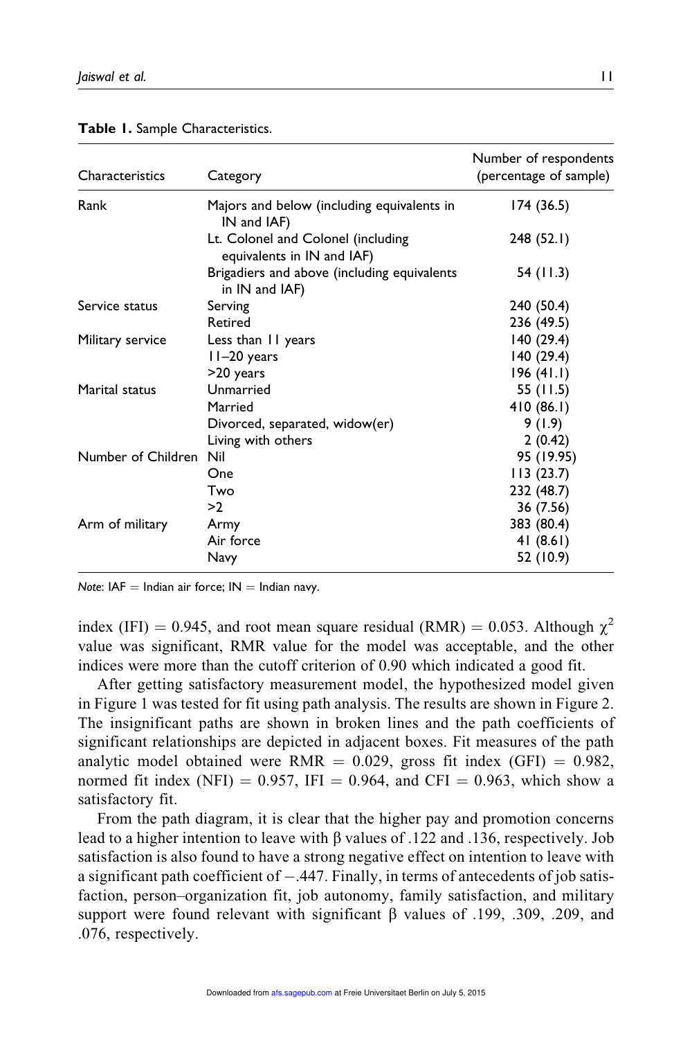**Table 1.** Sample Characteristics.

| Characteristics | Category | Number of respondents (percentage of sample) |
|---|---|---|
| Rank | Majors and below (including equivalents in IN and IAF) | 174 (36.5) |
| | Lt. Colonel and Colonel (including equivalents in IN and IAF) | 248 (52.1) |
| | Brigadiers and above (including equivalents in IN and IAF) | 54 (11.3) |
| Service status | Serving | 240 (50.4) |
| | Retired | 236 (49.5) |
| Military service | Less than 11 years | 140 (29.4) |
| | 11–20 years | 140 (29.4) |
| | >20 years | 196 (41.1) |
| Marital status | Unmarried | 55 (11.5) |
| | Married | 410 (86.1) |
| | Divorced, separated, widow(er) | 9 (1.9) |
| | Living with others | 2 (0.42) |
| Number of Children | Nil | 95 (19.95) |
| | One | 113 (23.7) |
| | Two | 232 (48.7) |
| | >2 | 36 (7.56) |
| Arm of military | Army | 383 (80.4) |
| | Air force | 41 (8.61) |
| | Navy | 52 (10.9) |

*Note*: IAF = Indian air force; IN = Indian navy.

index (IFI) = 0.945, and root mean square residual (RMR) = 0.053. Although $\chi^2$ value was significant, RMR value for the model was acceptable, and the other indices were more than the cutoff criterion of 0.90 which indicated a good fit.

After getting satisfactory measurement model, the hypothesized model given in Figure 1 was tested for fit using path analysis. The results are shown in Figure 2. The insignificant paths are shown in broken lines and the path coefficients of significant relationships are depicted in adjacent boxes. Fit measures of the path analytic model obtained were RMR = 0.029, gross fit index (GFI) = 0.982, normed fit index (NFI) = 0.957, IFI = 0.964, and CFI = 0.963, which show a satisfactory fit.

From the path diagram, it is clear that the higher pay and promotion concerns lead to a higher intention to leave with $\beta$ values of .122 and .136, respectively. Job satisfaction is also found to have a strong negative effect on intention to leave with a significant path coefficient of −.447. Finally, in terms of antecedents of job satisfaction, person–organization fit, job autonomy, family satisfaction, and military support were found relevant with significant $\beta$ values of .199, .309, .209, and .076, respectively.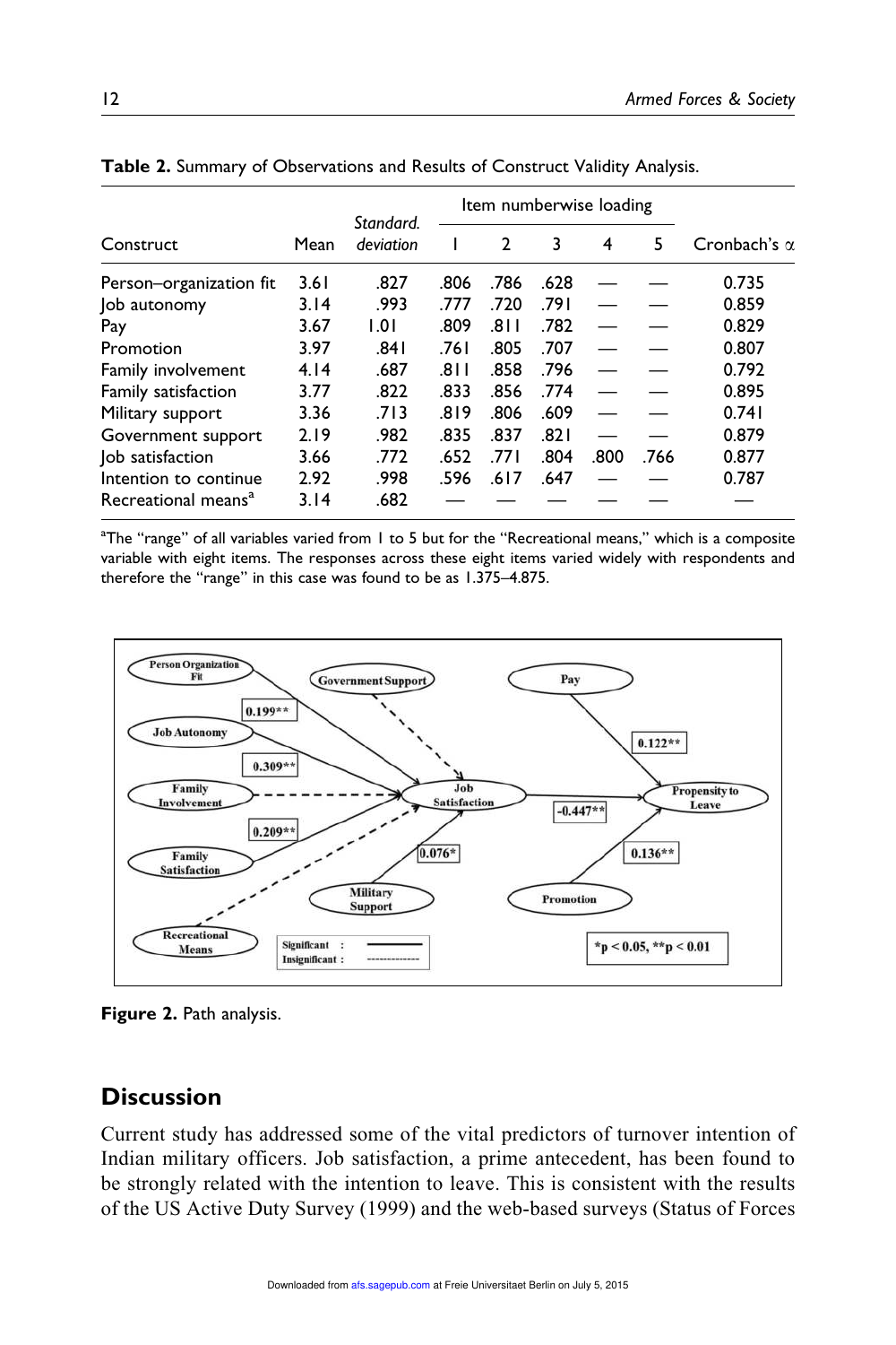**Table 2.** Summary of Observations and Results of Construct Validity Analysis.

| Construct | Mean | Standard. deviation | Item numberwise loading | | | | | Cronbach's α |
|---|---|---|---|---|---|---|---|---|
| | | | 1 | 2 | 3 | 4 | 5 | |
| Person–organization fit | 3.61 | .827 | .806 | .786 | .628 | — | — | 0.735 |
| Job autonomy | 3.14 | .993 | .777 | .720 | .791 | — | — | 0.859 |
| Pay | 3.67 | 1.01 | .809 | .811 | .782 | — | — | 0.829 |
| Promotion | 3.97 | .841 | .761 | .805 | .707 | — | — | 0.807 |
| Family involvement | 4.14 | .687 | .811 | .858 | .796 | — | — | 0.792 |
| Family satisfaction | 3.77 | .822 | .833 | .856 | .774 | — | — | 0.895 |
| Military support | 3.36 | .713 | .819 | .806 | .609 | — | — | 0.741 |
| Government support | 2.19 | .982 | .835 | .837 | .821 | — | — | 0.879 |
| Job satisfaction | 3.66 | .772 | .652 | .771 | .804 | .800 | .766 | 0.877 |
| Intention to continue | 2.92 | .998 | .596 | .617 | .647 | — | — | 0.787 |
| Recreational means[a] | 3.14 | .682 | — | — | — | — | — | — |

[a]The "range" of all variables varied from 1 to 5 but for the "Recreational means," which is a composite variable with eight items. The responses across these eight items varied widely with respondents and therefore the "range" in this case was found to be as 1.375–4.875.

**Figure 2.** Path analysis.

## Discussion

Current study has addressed some of the vital predictors of turnover intention of Indian military officers. Job satisfaction, a prime antecedent, has been found to be strongly related with the intention to leave. This is consistent with the results of the US Active Duty Survey (1999) and the web-based surveys (Status of Forces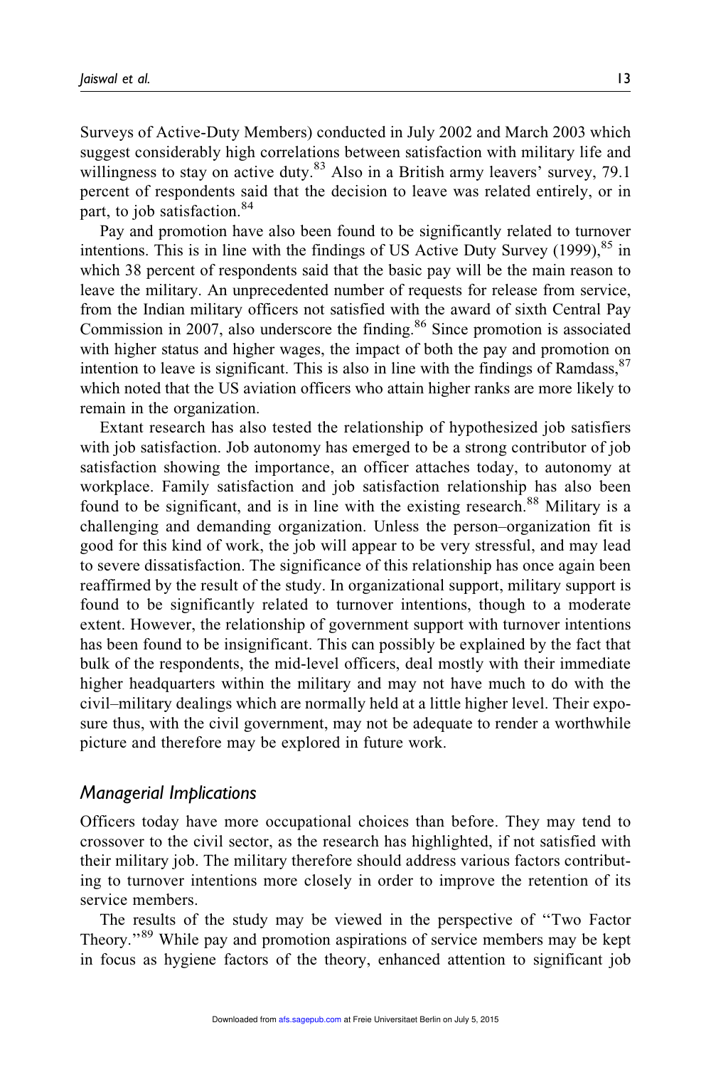Surveys of Active-Duty Members) conducted in July 2002 and March 2003 which suggest considerably high correlations between satisfaction with military life and willingness to stay on active duty.[83] Also in a British army leavers' survey, 79.1 percent of respondents said that the decision to leave was related entirely, or in part, to job satisfaction.[84]

Pay and promotion have also been found to be significantly related to turnover intentions. This is in line with the findings of US Active Duty Survey (1999),[85] in which 38 percent of respondents said that the basic pay will be the main reason to leave the military. An unprecedented number of requests for release from service, from the Indian military officers not satisfied with the award of sixth Central Pay Commission in 2007, also underscore the finding.[86] Since promotion is associated with higher status and higher wages, the impact of both the pay and promotion on intention to leave is significant. This is also in line with the findings of Ramdass,[87] which noted that the US aviation officers who attain higher ranks are more likely to remain in the organization.

Extant research has also tested the relationship of hypothesized job satisfiers with job satisfaction. Job autonomy has emerged to be a strong contributor of job satisfaction showing the importance, an officer attaches today, to autonomy at workplace. Family satisfaction and job satisfaction relationship has also been found to be significant, and is in line with the existing research.[88] Military is a challenging and demanding organization. Unless the person–organization fit is good for this kind of work, the job will appear to be very stressful, and may lead to severe dissatisfaction. The significance of this relationship has once again been reaffirmed by the result of the study. In organizational support, military support is found to be significantly related to turnover intentions, though to a moderate extent. However, the relationship of government support with turnover intentions has been found to be insignificant. This can possibly be explained by the fact that bulk of the respondents, the mid-level officers, deal mostly with their immediate higher headquarters within the military and may not have much to do with the civil–military dealings which are normally held at a little higher level. Their exposure thus, with the civil government, may not be adequate to render a worthwhile picture and therefore may be explored in future work.

## *Managerial Implications*

Officers today have more occupational choices than before. They may tend to crossover to the civil sector, as the research has highlighted, if not satisfied with their military job. The military therefore should address various factors contributing to turnover intentions more closely in order to improve the retention of its service members.

The results of the study may be viewed in the perspective of "Two Factor Theory."[89] While pay and promotion aspirations of service members may be kept in focus as hygiene factors of the theory, enhanced attention to significant job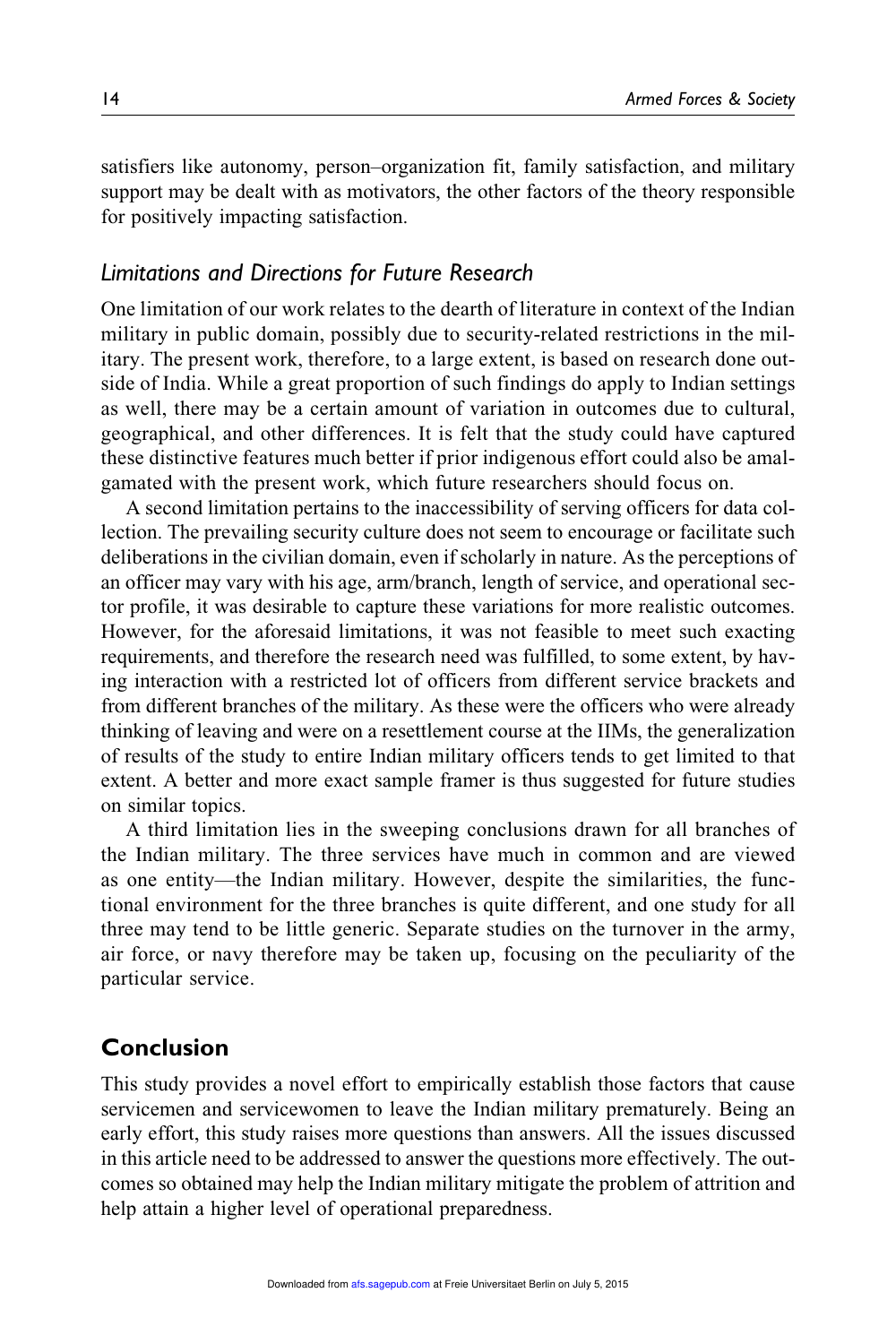satisfiers like autonomy, person–organization fit, family satisfaction, and military support may be dealt with as motivators, the other factors of the theory responsible for positively impacting satisfaction.

### *Limitations and Directions for Future Research*

One limitation of our work relates to the dearth of literature in context of the Indian military in public domain, possibly due to security-related restrictions in the military. The present work, therefore, to a large extent, is based on research done outside of India. While a great proportion of such findings do apply to Indian settings as well, there may be a certain amount of variation in outcomes due to cultural, geographical, and other differences. It is felt that the study could have captured these distinctive features much better if prior indigenous effort could also be amalgamated with the present work, which future researchers should focus on.

A second limitation pertains to the inaccessibility of serving officers for data collection. The prevailing security culture does not seem to encourage or facilitate such deliberations in the civilian domain, even if scholarly in nature. As the perceptions of an officer may vary with his age, arm/branch, length of service, and operational sector profile, it was desirable to capture these variations for more realistic outcomes. However, for the aforesaid limitations, it was not feasible to meet such exacting requirements, and therefore the research need was fulfilled, to some extent, by having interaction with a restricted lot of officers from different service brackets and from different branches of the military. As these were the officers who were already thinking of leaving and were on a resettlement course at the IIMs, the generalization of results of the study to entire Indian military officers tends to get limited to that extent. A better and more exact sample framer is thus suggested for future studies on similar topics.

A third limitation lies in the sweeping conclusions drawn for all branches of the Indian military. The three services have much in common and are viewed as one entity—the Indian military. However, despite the similarities, the functional environment for the three branches is quite different, and one study for all three may tend to be little generic. Separate studies on the turnover in the army, air force, or navy therefore may be taken up, focusing on the peculiarity of the particular service.

## Conclusion

This study provides a novel effort to empirically establish those factors that cause servicemen and servicewomen to leave the Indian military prematurely. Being an early effort, this study raises more questions than answers. All the issues discussed in this article need to be addressed to answer the questions more effectively. The outcomes so obtained may help the Indian military mitigate the problem of attrition and help attain a higher level of operational preparedness.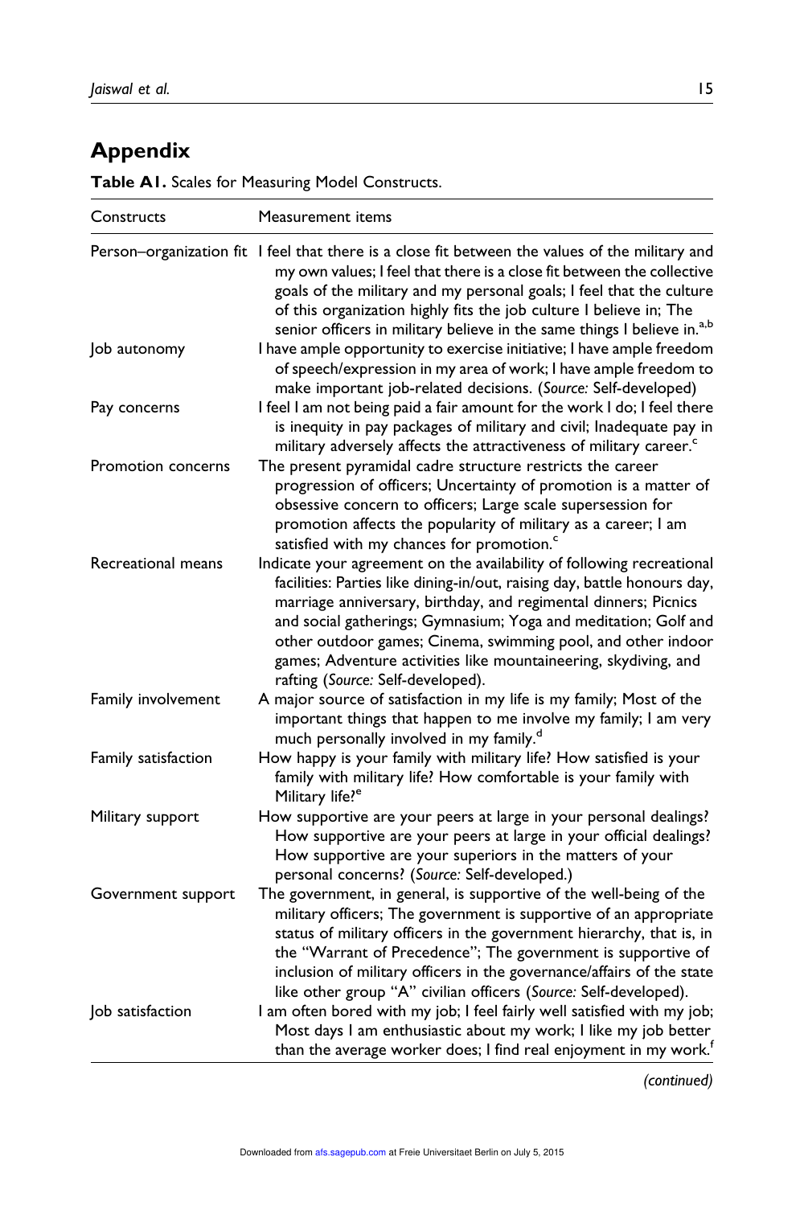## Appendix

**Table A1.** Scales for Measuring Model Constructs.

| Constructs | Measurement items |
|---|---|
| Person–organization fit | I feel that there is a close fit between the values of the military and my own values; I feel that there is a close fit between the collective goals of the military and my personal goals; I feel that the culture of this organization highly fits the job culture I believe in; The senior officers in military believe in the same things I believe in.[a,b] |
| Job autonomy | I have ample opportunity to exercise initiative; I have ample freedom of speech/expression in my area of work; I have ample freedom to make important job-related decisions. (*Source:* Self-developed) |
| Pay concerns | I feel I am not being paid a fair amount for the work I do; I feel there is inequity in pay packages of military and civil; Inadequate pay in military adversely affects the attractiveness of military career.[c] |
| Promotion concerns | The present pyramidal cadre structure restricts the career progression of officers; Uncertainty of promotion is a matter of obsessive concern to officers; Large scale supersession for promotion affects the popularity of military as a career; I am satisfied with my chances for promotion.[c] |
| Recreational means | Indicate your agreement on the availability of following recreational facilities: Parties like dining-in/out, raising day, battle honours day, marriage anniversary, birthday, and regimental dinners; Picnics and social gatherings; Gymnasium; Yoga and meditation; Golf and other outdoor games; Cinema, swimming pool, and other indoor games; Adventure activities like mountaineering, skydiving, and rafting (*Source:* Self-developed). |
| Family involvement | A major source of satisfaction in my life is my family; Most of the important things that happen to me involve my family; I am very much personally involved in my family.[d] |
| Family satisfaction | How happy is your family with military life? How satisfied is your family with military life? How comfortable is your family with Military life?[e] |
| Military support | How supportive are your peers at large in your personal dealings? How supportive are your peers at large in your official dealings? How supportive are your superiors in the matters of your personal concerns? (*Source:* Self-developed.) |
| Government support | The government, in general, is supportive of the well-being of the military officers; The government is supportive of an appropriate status of military officers in the government hierarchy, that is, in the "Warrant of Precedence"; The government is supportive of inclusion of military officers in the governance/affairs of the state like other group "A" civilian officers (*Source:* Self-developed). |
| Job satisfaction | I am often bored with my job; I feel fairly well satisfied with my job; Most days I am enthusiastic about my work; I like my job better than the average worker does; I find real enjoyment in my work.[f] |

*(continued)*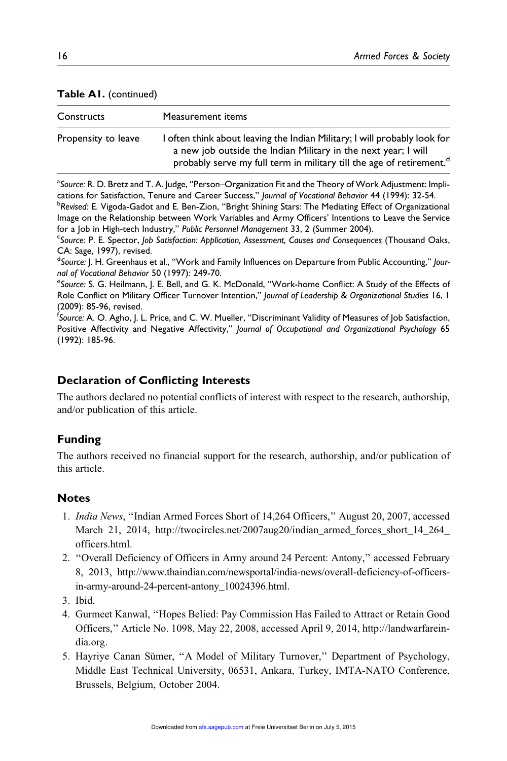**Table A1.** (continued)

| Constructs | Measurement items |
|---|---|
| Propensity to leave | I often think about leaving the Indian Military; I will probably look for a new job outside the Indian Military in the next year; I will probably serve my full term in military till the age of retirement.[d] |

[a]*Source:* R. D. Bretz and T. A. Judge, "Person–Organization Fit and the Theory of Work Adjustment: Implications for Satisfaction, Tenure and Career Success," *Journal of Vocational Behavior* 44 (1994): 32-54.
[b]*Revised:* E. Vigoda-Gadot and E. Ben-Zion, "Bright Shining Stars: The Mediating Effect of Organizational Image on the Relationship between Work Variables and Army Officers' Intentions to Leave the Service for a Job in High-tech Industry," *Public Personnel Management* 33, 2 (Summer 2004).
[c]*Source:* P. E. Spector, *Job Satisfaction: Application, Assessment, Causes and Consequences* (Thousand Oaks, CA: Sage, 1997), revised.
[d]*Source:* J. H. Greenhaus et al., "Work and Family Influences on Departure from Public Accounting," *Journal of Vocational Behavior* 50 (1997): 249-70.
[e]*Source:* S. G. Heilmann, J. E. Bell, and G. K. McDonald, "Work-home Conflict: A Study of the Effects of Role Conflict on Military Officer Turnover Intention," *Journal of Leadership & Organizational Studies* 16, 1 (2009): 85-96, revised.
[f]*Source:* A. O. Agho, J. L. Price, and C. W. Mueller, "Discriminant Validity of Measures of Job Satisfaction, Positive Affectivity and Negative Affectivity," *Journal of Occupational and Organizational Psychology* 65 (1992): 185-96.

## Declaration of Conflicting Interests

The authors declared no potential conflicts of interest with respect to the research, authorship, and/or publication of this article.

## Funding

The authors received no financial support for the research, authorship, and/or publication of this article.

## Notes

1. *India News*, "Indian Armed Forces Short of 14,264 Officers," August 20, 2007, accessed March 21, 2014, http://twocircles.net/2007aug20/indian_armed_forces_short_14_264_officers.html.
2. "Overall Deficiency of Officers in Army around 24 Percent: Antony," accessed February 8, 2013, http://www.thaindian.com/newsportal/india-news/overall-deficiency-of-officers-in-army-around-24-percent-antony_10024396.html.
3. Ibid.
4. Gurmeet Kanwal, "Hopes Belied: Pay Commission Has Failed to Attract or Retain Good Officers," Article No. 1098, May 22, 2008, accessed April 9, 2014, http://landwarfareindia.org.
5. Hayriye Canan Sümer, "A Model of Military Turnover," Department of Psychology, Middle East Technical University, 06531, Ankara, Turkey, IMTA-NATO Conference, Brussels, Belgium, October 2004.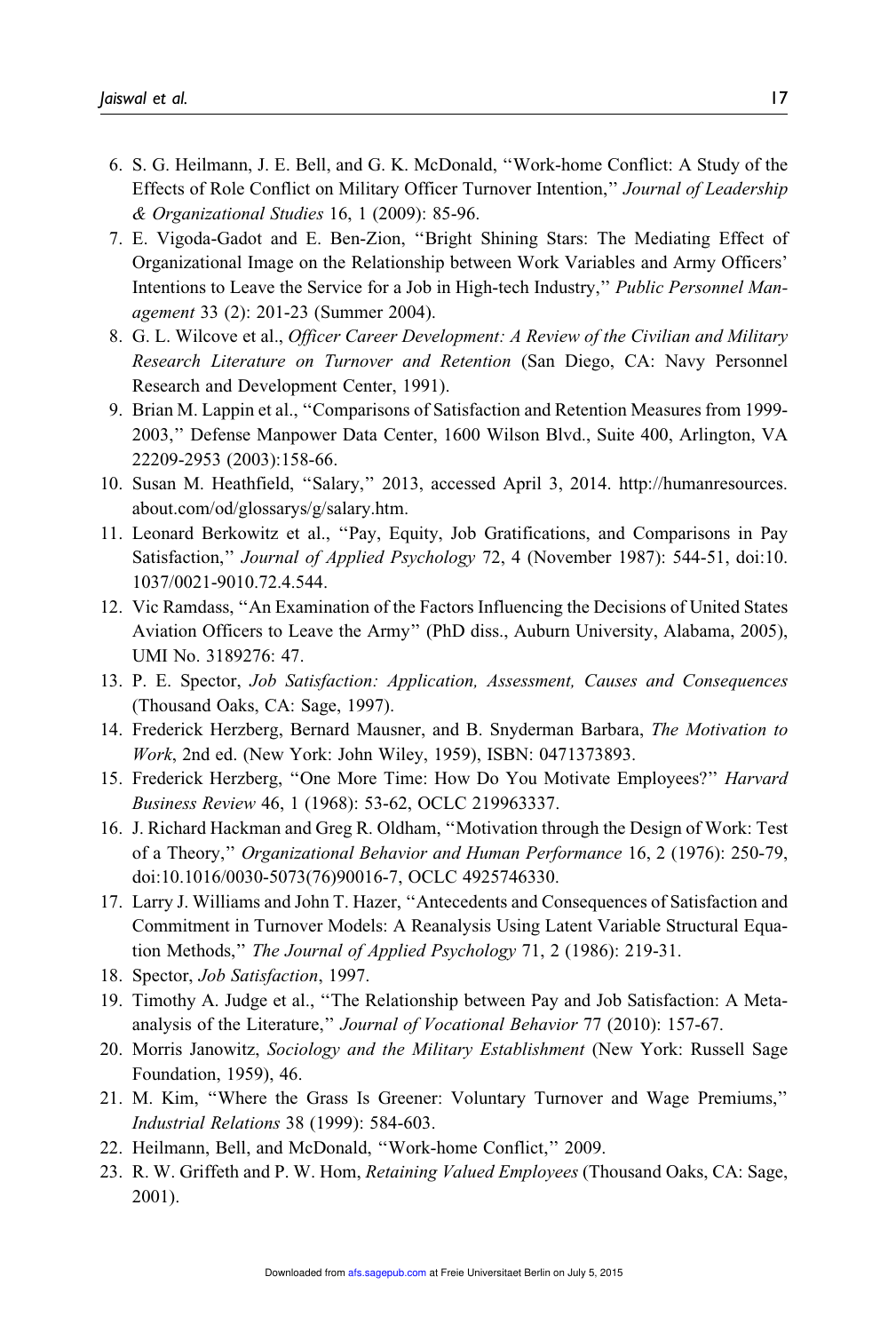6. S. G. Heilmann, J. E. Bell, and G. K. McDonald, "Work-home Conflict: A Study of the Effects of Role Conflict on Military Officer Turnover Intention," *Journal of Leadership & Organizational Studies* 16, 1 (2009): 85-96.
7. E. Vigoda-Gadot and E. Ben-Zion, "Bright Shining Stars: The Mediating Effect of Organizational Image on the Relationship between Work Variables and Army Officers' Intentions to Leave the Service for a Job in High-tech Industry," *Public Personnel Management* 33 (2): 201-23 (Summer 2004).
8. G. L. Wilcove et al., *Officer Career Development: A Review of the Civilian and Military Research Literature on Turnover and Retention* (San Diego, CA: Navy Personnel Research and Development Center, 1991).
9. Brian M. Lappin et al., "Comparisons of Satisfaction and Retention Measures from 1999-2003," Defense Manpower Data Center, 1600 Wilson Blvd., Suite 400, Arlington, VA 22209-2953 (2003):158-66.
10. Susan M. Heathfield, "Salary," 2013, accessed April 3, 2014. http://humanresources.about.com/od/glossarys/g/salary.htm.
11. Leonard Berkowitz et al., "Pay, Equity, Job Gratifications, and Comparisons in Pay Satisfaction," *Journal of Applied Psychology* 72, 4 (November 1987): 544-51, doi:10.1037/0021-9010.72.4.544.
12. Vic Ramdass, "An Examination of the Factors Influencing the Decisions of United States Aviation Officers to Leave the Army" (PhD diss., Auburn University, Alabama, 2005), UMI No. 3189276: 47.
13. P. E. Spector, *Job Satisfaction: Application, Assessment, Causes and Consequences* (Thousand Oaks, CA: Sage, 1997).
14. Frederick Herzberg, Bernard Mausner, and B. Snyderman Barbara, *The Motivation to Work*, 2nd ed. (New York: John Wiley, 1959), ISBN: 0471373893.
15. Frederick Herzberg, "One More Time: How Do You Motivate Employees?" *Harvard Business Review* 46, 1 (1968): 53-62, OCLC 219963337.
16. J. Richard Hackman and Greg R. Oldham, "Motivation through the Design of Work: Test of a Theory," *Organizational Behavior and Human Performance* 16, 2 (1976): 250-79, doi:10.1016/0030-5073(76)90016-7, OCLC 4925746330.
17. Larry J. Williams and John T. Hazer, "Antecedents and Consequences of Satisfaction and Commitment in Turnover Models: A Reanalysis Using Latent Variable Structural Equation Methods," *The Journal of Applied Psychology* 71, 2 (1986): 219-31.
18. Spector, *Job Satisfaction*, 1997.
19. Timothy A. Judge et al., "The Relationship between Pay and Job Satisfaction: A Meta-analysis of the Literature," *Journal of Vocational Behavior* 77 (2010): 157-67.
20. Morris Janowitz, *Sociology and the Military Establishment* (New York: Russell Sage Foundation, 1959), 46.
21. M. Kim, "Where the Grass Is Greener: Voluntary Turnover and Wage Premiums," *Industrial Relations* 38 (1999): 584-603.
22. Heilmann, Bell, and McDonald, "Work-home Conflict," 2009.
23. R. W. Griffeth and P. W. Hom, *Retaining Valued Employees* (Thousand Oaks, CA: Sage, 2001).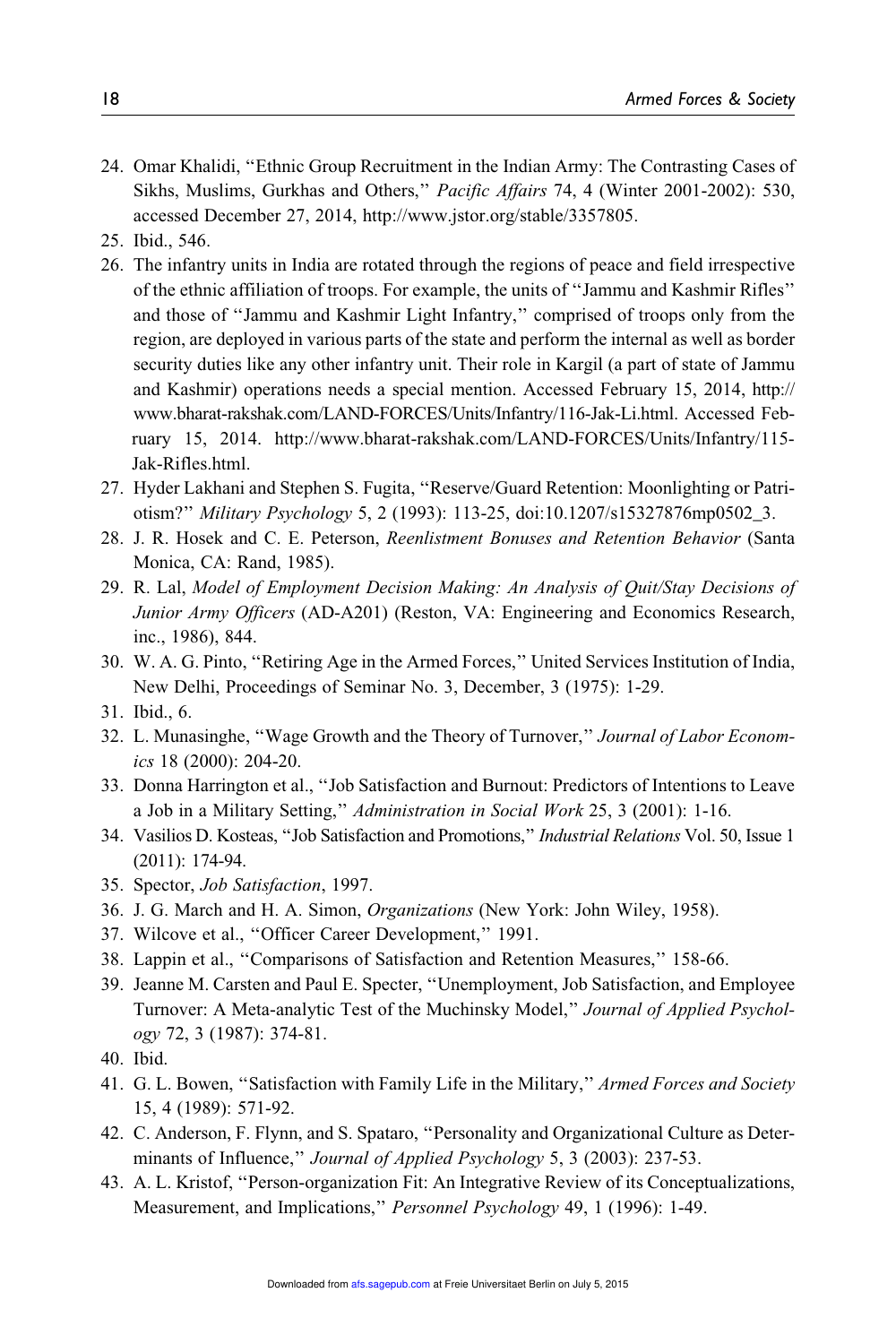24. Omar Khalidi, "Ethnic Group Recruitment in the Indian Army: The Contrasting Cases of Sikhs, Muslims, Gurkhas and Others," *Pacific Affairs* 74, 4 (Winter 2001-2002): 530, accessed December 27, 2014, http://www.jstor.org/stable/3357805.
25. Ibid., 546.
26. The infantry units in India are rotated through the regions of peace and field irrespective of the ethnic affiliation of troops. For example, the units of "Jammu and Kashmir Rifles" and those of "Jammu and Kashmir Light Infantry," comprised of troops only from the region, are deployed in various parts of the state and perform the internal as well as border security duties like any other infantry unit. Their role in Kargil (a part of state of Jammu and Kashmir) operations needs a special mention. Accessed February 15, 2014, http://www.bharat-rakshak.com/LAND-FORCES/Units/Infantry/116-Jak-Li.html. Accessed February 15, 2014. http://www.bharat-rakshak.com/LAND-FORCES/Units/Infantry/115-Jak-Rifles.html.
27. Hyder Lakhani and Stephen S. Fugita, "Reserve/Guard Retention: Moonlighting or Patriotism?" *Military Psychology* 5, 2 (1993): 113-25, doi:10.1207/s15327876mp0502_3.
28. J. R. Hosek and C. E. Peterson, *Reenlistment Bonuses and Retention Behavior* (Santa Monica, CA: Rand, 1985).
29. R. Lal, *Model of Employment Decision Making: An Analysis of Quit/Stay Decisions of Junior Army Officers* (AD-A201) (Reston, VA: Engineering and Economics Research, inc., 1986), 844.
30. W. A. G. Pinto, "Retiring Age in the Armed Forces," United Services Institution of India, New Delhi, Proceedings of Seminar No. 3, December, 3 (1975): 1-29.
31. Ibid., 6.
32. L. Munasinghe, "Wage Growth and the Theory of Turnover," *Journal of Labor Economics* 18 (2000): 204-20.
33. Donna Harrington et al., "Job Satisfaction and Burnout: Predictors of Intentions to Leave a Job in a Military Setting," *Administration in Social Work* 25, 3 (2001): 1-16.
34. Vasilios D. Kosteas, "Job Satisfaction and Promotions," *Industrial Relations* Vol. 50, Issue 1 (2011): 174-94.
35. Spector, *Job Satisfaction*, 1997.
36. J. G. March and H. A. Simon, *Organizations* (New York: John Wiley, 1958).
37. Wilcove et al., "Officer Career Development," 1991.
38. Lappin et al., "Comparisons of Satisfaction and Retention Measures," 158-66.
39. Jeanne M. Carsten and Paul E. Specter, "Unemployment, Job Satisfaction, and Employee Turnover: A Meta-analytic Test of the Muchinsky Model," *Journal of Applied Psychology* 72, 3 (1987): 374-81.
40. Ibid.
41. G. L. Bowen, "Satisfaction with Family Life in the Military," *Armed Forces and Society* 15, 4 (1989): 571-92.
42. C. Anderson, F. Flynn, and S. Spataro, "Personality and Organizational Culture as Determinants of Influence," *Journal of Applied Psychology* 5, 3 (2003): 237-53.
43. A. L. Kristof, "Person-organization Fit: An Integrative Review of its Conceptualizations, Measurement, and Implications," *Personnel Psychology* 49, 1 (1996): 1-49.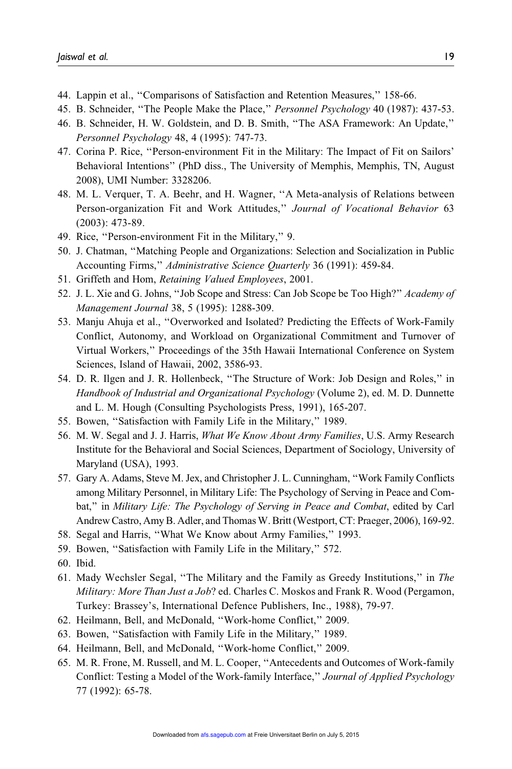44. Lappin et al., "Comparisons of Satisfaction and Retention Measures," 158-66.
45. B. Schneider, "The People Make the Place," *Personnel Psychology* 40 (1987): 437-53.
46. B. Schneider, H. W. Goldstein, and D. B. Smith, "The ASA Framework: An Update," *Personnel Psychology* 48, 4 (1995): 747-73.
47. Corina P. Rice, "Person-environment Fit in the Military: The Impact of Fit on Sailors' Behavioral Intentions" (PhD diss., The University of Memphis, Memphis, TN, August 2008), UMI Number: 3328206.
48. M. L. Verquer, T. A. Beehr, and H. Wagner, "A Meta-analysis of Relations between Person-organization Fit and Work Attitudes," *Journal of Vocational Behavior* 63 (2003): 473-89.
49. Rice, "Person-environment Fit in the Military," 9.
50. J. Chatman, "Matching People and Organizations: Selection and Socialization in Public Accounting Firms," *Administrative Science Quarterly* 36 (1991): 459-84.
51. Griffeth and Hom, *Retaining Valued Employees*, 2001.
52. J. L. Xie and G. Johns, "Job Scope and Stress: Can Job Scope be Too High?" *Academy of Management Journal* 38, 5 (1995): 1288-309.
53. Manju Ahuja et al., "Overworked and Isolated? Predicting the Effects of Work-Family Conflict, Autonomy, and Workload on Organizational Commitment and Turnover of Virtual Workers," Proceedings of the 35th Hawaii International Conference on System Sciences, Island of Hawaii, 2002, 3586-93.
54. D. R. Ilgen and J. R. Hollenbeck, "The Structure of Work: Job Design and Roles," in *Handbook of Industrial and Organizational Psychology* (Volume 2), ed. M. D. Dunnette and L. M. Hough (Consulting Psychologists Press, 1991), 165-207.
55. Bowen, "Satisfaction with Family Life in the Military," 1989.
56. M. W. Segal and J. J. Harris, *What We Know About Army Families*, U.S. Army Research Institute for the Behavioral and Social Sciences, Department of Sociology, University of Maryland (USA), 1993.
57. Gary A. Adams, Steve M. Jex, and Christopher J. L. Cunningham, "Work Family Conflicts among Military Personnel, in Military Life: The Psychology of Serving in Peace and Combat," in *Military Life: The Psychology of Serving in Peace and Combat*, edited by Carl Andrew Castro, Amy B. Adler, and Thomas W. Britt (Westport, CT: Praeger, 2006), 169-92.
58. Segal and Harris, "What We Know about Army Families," 1993.
59. Bowen, "Satisfaction with Family Life in the Military," 572.
60. Ibid.
61. Mady Wechsler Segal, "The Military and the Family as Greedy Institutions," in *The Military: More Than Just a Job*? ed. Charles C. Moskos and Frank R. Wood (Pergamon, Turkey: Brassey's, International Defence Publishers, Inc., 1988), 79-97.
62. Heilmann, Bell, and McDonald, "Work-home Conflict," 2009.
63. Bowen, "Satisfaction with Family Life in the Military," 1989.
64. Heilmann, Bell, and McDonald, "Work-home Conflict," 2009.
65. M. R. Frone, M. Russell, and M. L. Cooper, "Antecedents and Outcomes of Work-family Conflict: Testing a Model of the Work-family Interface," *Journal of Applied Psychology* 77 (1992): 65-78.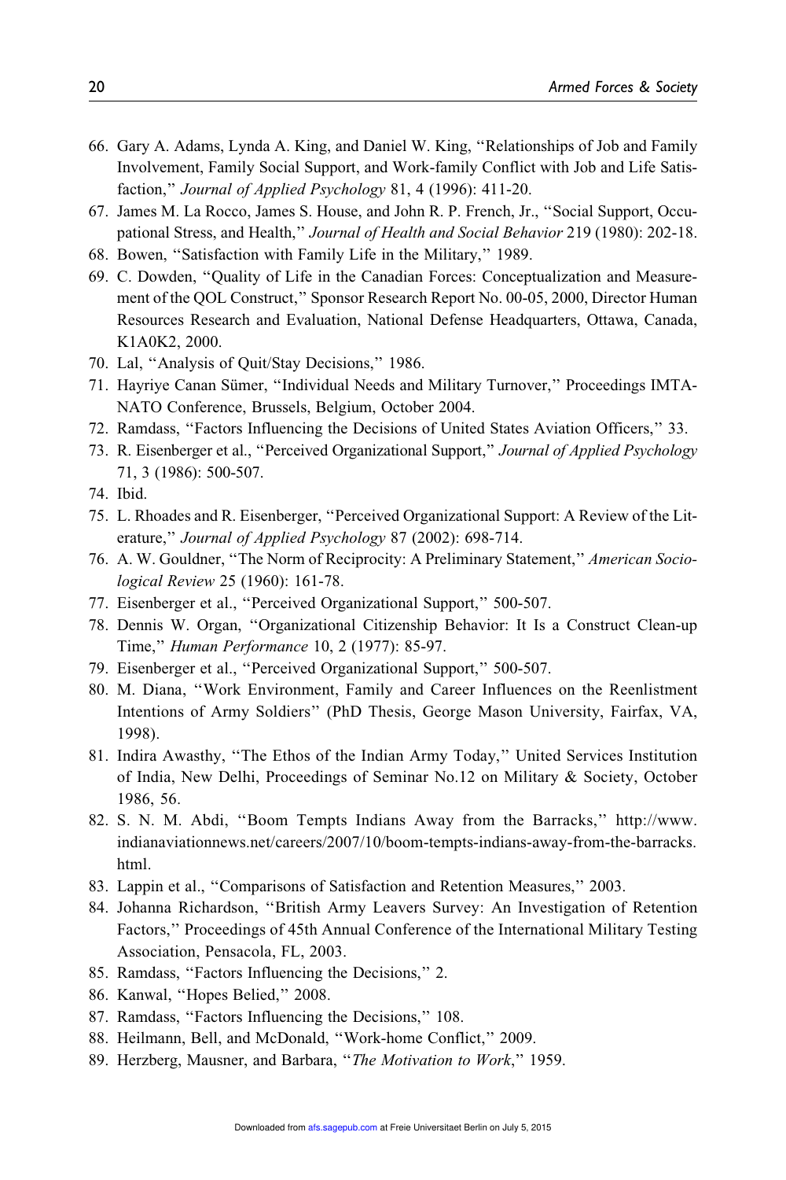66. Gary A. Adams, Lynda A. King, and Daniel W. King, ''Relationships of Job and Family Involvement, Family Social Support, and Work-family Conflict with Job and Life Satisfaction,'' *Journal of Applied Psychology* 81, 4 (1996): 411-20.
67. James M. La Rocco, James S. House, and John R. P. French, Jr., ''Social Support, Occupational Stress, and Health,'' *Journal of Health and Social Behavior* 219 (1980): 202-18.
68. Bowen, ''Satisfaction with Family Life in the Military,'' 1989.
69. C. Dowden, ''Quality of Life in the Canadian Forces: Conceptualization and Measurement of the QOL Construct,'' Sponsor Research Report No. 00-05, 2000, Director Human Resources Research and Evaluation, National Defense Headquarters, Ottawa, Canada, K1A0K2, 2000.
70. Lal, ''Analysis of Quit/Stay Decisions,'' 1986.
71. Hayriye Canan Sümer, ''Individual Needs and Military Turnover,'' Proceedings IMTA-NATO Conference, Brussels, Belgium, October 2004.
72. Ramdass, ''Factors Influencing the Decisions of United States Aviation Officers,'' 33.
73. R. Eisenberger et al., ''Perceived Organizational Support,'' *Journal of Applied Psychology* 71, 3 (1986): 500-507.
74. Ibid.
75. L. Rhoades and R. Eisenberger, ''Perceived Organizational Support: A Review of the Literature,'' *Journal of Applied Psychology* 87 (2002): 698-714.
76. A. W. Gouldner, ''The Norm of Reciprocity: A Preliminary Statement,'' *American Sociological Review* 25 (1960): 161-78.
77. Eisenberger et al., ''Perceived Organizational Support,'' 500-507.
78. Dennis W. Organ, ''Organizational Citizenship Behavior: It Is a Construct Clean-up Time,'' *Human Performance* 10, 2 (1977): 85-97.
79. Eisenberger et al., ''Perceived Organizational Support,'' 500-507.
80. M. Diana, ''Work Environment, Family and Career Influences on the Reenlistment Intentions of Army Soldiers'' (PhD Thesis, George Mason University, Fairfax, VA, 1998).
81. Indira Awasthy, ''The Ethos of the Indian Army Today,'' United Services Institution of India, New Delhi, Proceedings of Seminar No.12 on Military & Society, October 1986, 56.
82. S. N. M. Abdi, ''Boom Tempts Indians Away from the Barracks,'' http://www.indianaviationnews.net/careers/2007/10/boom-tempts-indians-away-from-the-barracks.html.
83. Lappin et al., ''Comparisons of Satisfaction and Retention Measures,'' 2003.
84. Johanna Richardson, ''British Army Leavers Survey: An Investigation of Retention Factors,'' Proceedings of 45th Annual Conference of the International Military Testing Association, Pensacola, FL, 2003.
85. Ramdass, ''Factors Influencing the Decisions,'' 2.
86. Kanwal, ''Hopes Belied,'' 2008.
87. Ramdass, ''Factors Influencing the Decisions,'' 108.
88. Heilmann, Bell, and McDonald, ''Work-home Conflict,'' 2009.
89. Herzberg, Mausner, and Barbara, ''*The Motivation to Work*,'' 1959.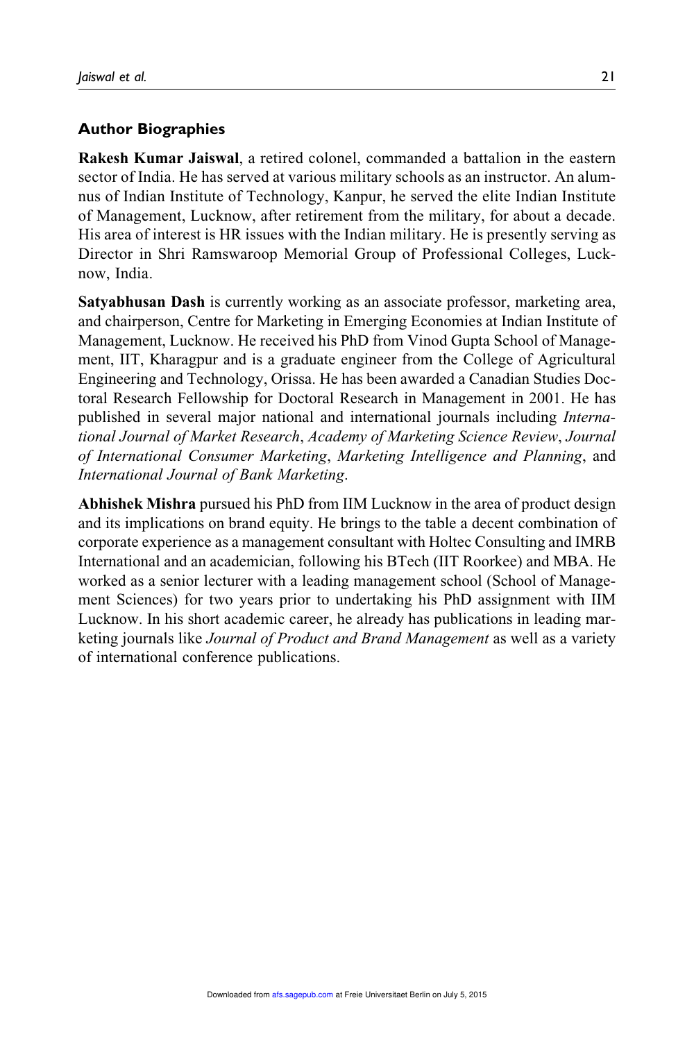## Author Biographies

**Rakesh Kumar Jaiswal**, a retired colonel, commanded a battalion in the eastern sector of India. He has served at various military schools as an instructor. An alumnus of Indian Institute of Technology, Kanpur, he served the elite Indian Institute of Management, Lucknow, after retirement from the military, for about a decade. His area of interest is HR issues with the Indian military. He is presently serving as Director in Shri Ramswaroop Memorial Group of Professional Colleges, Lucknow, India.

**Satyabhusan Dash** is currently working as an associate professor, marketing area, and chairperson, Centre for Marketing in Emerging Economies at Indian Institute of Management, Lucknow. He received his PhD from Vinod Gupta School of Management, IIT, Kharagpur and is a graduate engineer from the College of Agricultural Engineering and Technology, Orissa. He has been awarded a Canadian Studies Doctoral Research Fellowship for Doctoral Research in Management in 2001. He has published in several major national and international journals including *International Journal of Market Research*, *Academy of Marketing Science Review*, *Journal of International Consumer Marketing*, *Marketing Intelligence and Planning*, and *International Journal of Bank Marketing*.

**Abhishek Mishra** pursued his PhD from IIM Lucknow in the area of product design and its implications on brand equity. He brings to the table a decent combination of corporate experience as a management consultant with Holtec Consulting and IMRB International and an academician, following his BTech (IIT Roorkee) and MBA. He worked as a senior lecturer with a leading management school (School of Management Sciences) for two years prior to undertaking his PhD assignment with IIM Lucknow. In his short academic career, he already has publications in leading marketing journals like *Journal of Product and Brand Management* as well as a variety of international conference publications.